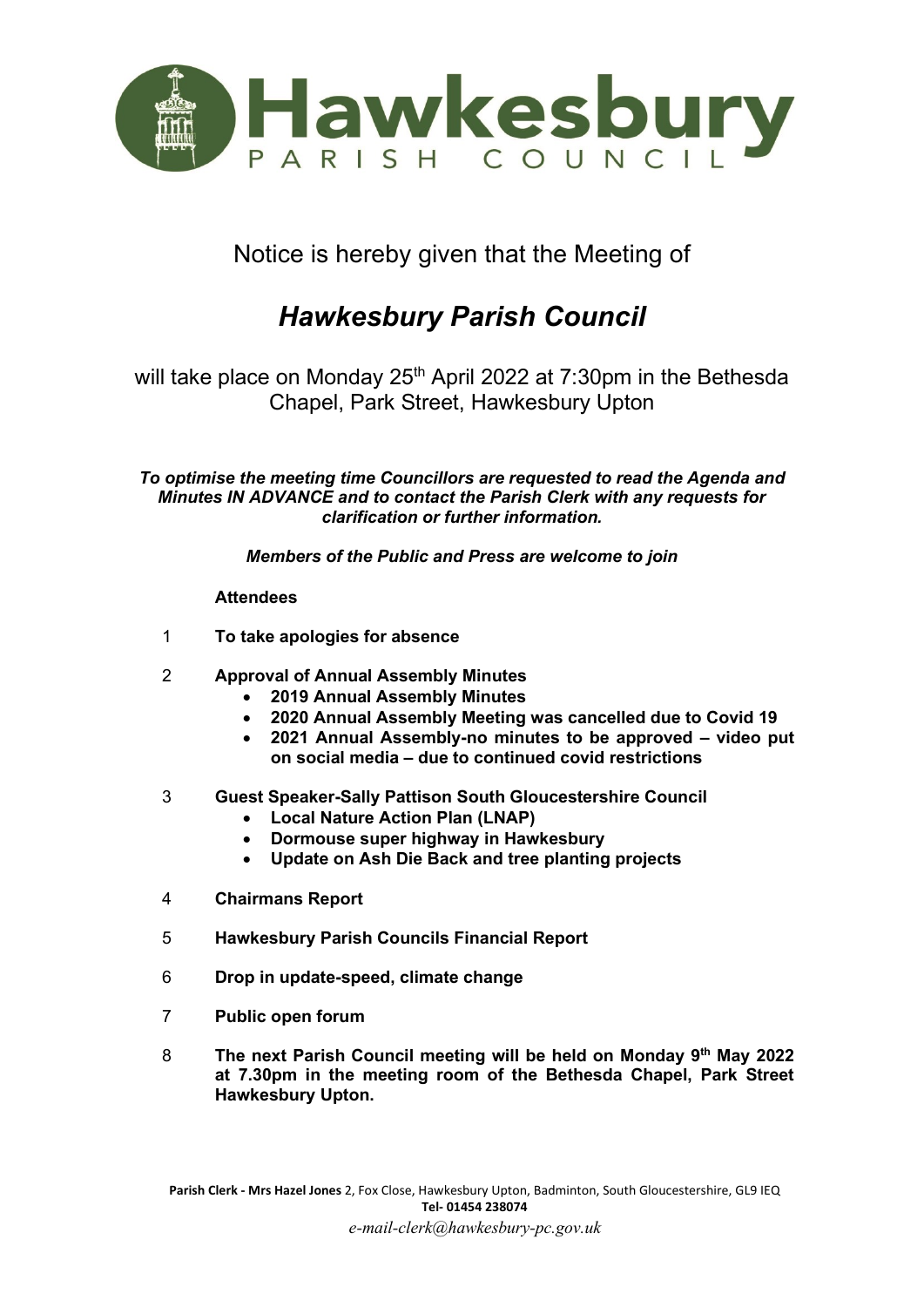# Hawkesbury PARISH COUNCIL

Notice is hereby given that the Meeting of

## *Hawkesbury Parish Council*

will take place on Monday 25th April 2022 at 7:30pm in the Bethesda Chapel, Park Street, Hawkesbury Upton

***To optimise the meeting time Councillors are requested to read the Agenda and Minutes IN ADVANCE and to contact the Parish Clerk with any requests for clarification or further information.***

***Members of the Public and Press are welcome to join***

**Attendees**

1. **To take apologies for absence**
2. **Approval of Annual Assembly Minutes**
   - **2019 Annual Assembly Minutes**
   - **2020 Annual Assembly Meeting was cancelled due to Covid 19**
   - **2021 Annual Assembly-no minutes to be approved – video put on social media – due to continued covid restrictions**
3. **Guest Speaker-Sally Pattison South Gloucestershire Council**
   - **Local Nature Action Plan (LNAP)**
   - **Dormouse super highway in Hawkesbury**
   - **Update on Ash Die Back and tree planting projects**
4. **Chairmans Report**
5. **Hawkesbury Parish Councils Financial Report**
6. **Drop in update-speed, climate change**
7. **Public open forum**
8. **The next Parish Council meeting will be held on Monday 9th May 2022 at 7.30pm in the meeting room of the Bethesda Chapel, Park Street Hawkesbury Upton.**

**Parish Clerk - Mrs Hazel Jones** 2, Fox Close, Hawkesbury Upton, Badminton, South Gloucestershire, GL9 IEQ
**Tel- 01454 238074**
*e-mail-clerk@hawkesbury-pc.gov.uk*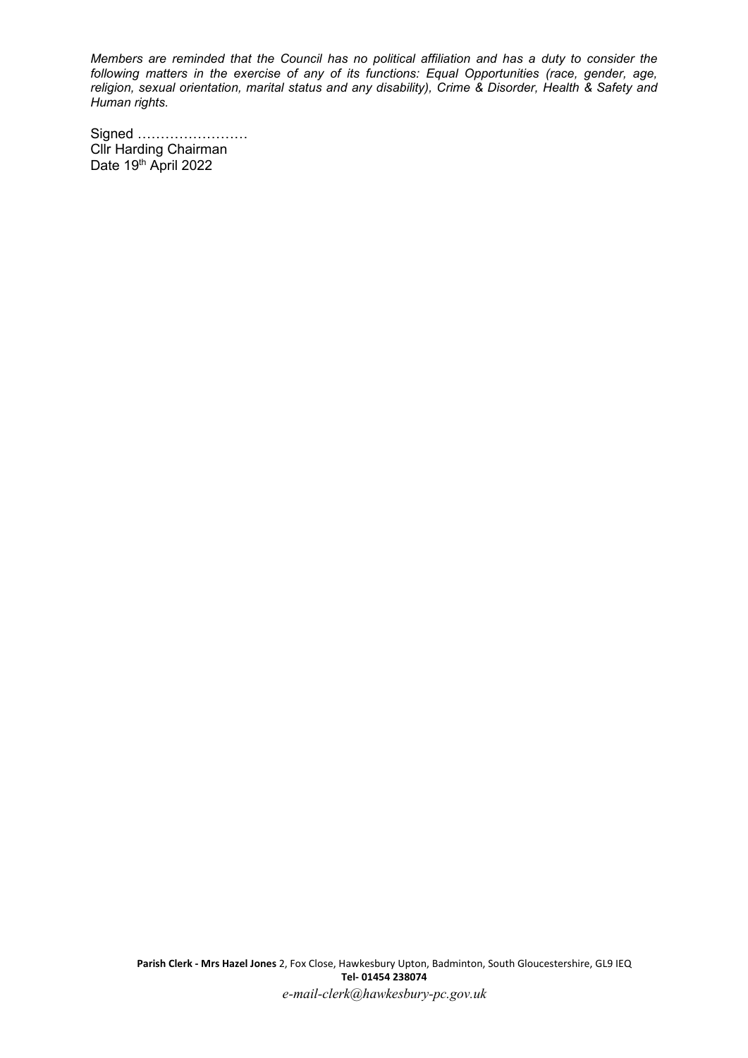*Members are reminded that the Council has no political affiliation and has a duty to consider the following matters in the exercise of any of its functions: Equal Opportunities (race, gender, age, religion, sexual orientation, marital status and any disability), Crime & Disorder, Health & Safety and Human rights.*

Signed ……………………
Cllr Harding Chairman
Date 19th April 2022

**Parish Clerk - Mrs Hazel Jones** 2, Fox Close, Hawkesbury Upton, Badminton, South Gloucestershire, GL9 IEQ
**Tel- 01454 238074**
*e-mail-clerk@hawkesbury-pc.gov.uk*